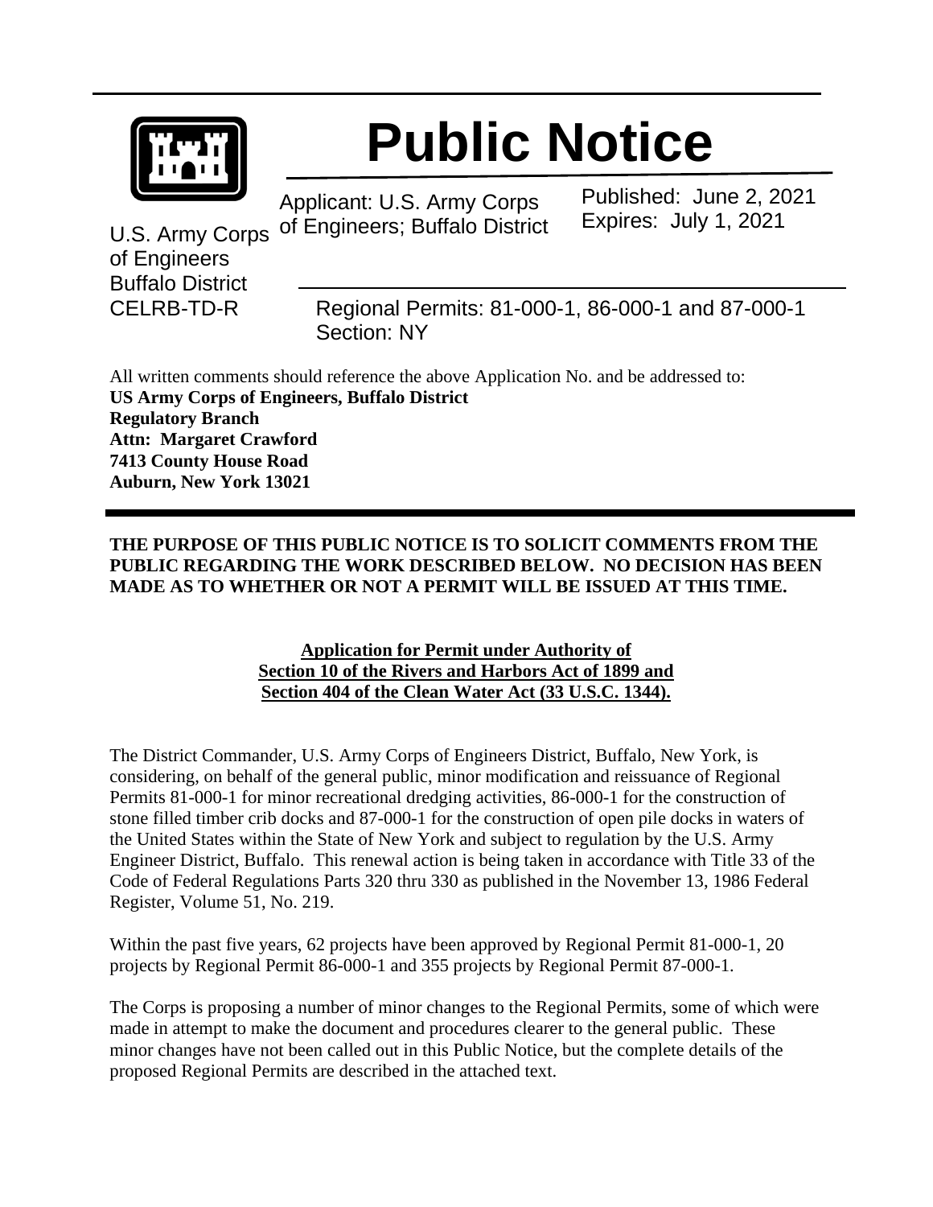# Public Notice

U.S. Army Corps of Engineers
Buffalo District
CELRB-TD-R

Applicant: U.S. Army Corps of Engineers; Buffalo District

Published: June 2, 2021
Expires: July 1, 2021

Regional Permits: 81-000-1, 86-000-1 and 87-000-1
Section: NY

All written comments should reference the above Application No. and be addressed to:
**US Army Corps of Engineers, Buffalo District**
**Regulatory Branch**
**Attn: Margaret Crawford**
**7413 County House Road**
**Auburn, New York 13021**

---

**THE PURPOSE OF THIS PUBLIC NOTICE IS TO SOLICIT COMMENTS FROM THE PUBLIC REGARDING THE WORK DESCRIBED BELOW. NO DECISION HAS BEEN MADE AS TO WHETHER OR NOT A PERMIT WILL BE ISSUED AT THIS TIME.**

**Application for Permit under Authority of**
**Section 10 of the Rivers and Harbors Act of 1899 and**
**Section 404 of the Clean Water Act (33 U.S.C. 1344).**

The District Commander, U.S. Army Corps of Engineers District, Buffalo, New York, is considering, on behalf of the general public, minor modification and reissuance of Regional Permits 81-000-1 for minor recreational dredging activities, 86-000-1 for the construction of stone filled timber crib docks and 87-000-1 for the construction of open pile docks in waters of the United States within the State of New York and subject to regulation by the U.S. Army Engineer District, Buffalo. This renewal action is being taken in accordance with Title 33 of the Code of Federal Regulations Parts 320 thru 330 as published in the November 13, 1986 Federal Register, Volume 51, No. 219.

Within the past five years, 62 projects have been approved by Regional Permit 81-000-1, 20 projects by Regional Permit 86-000-1 and 355 projects by Regional Permit 87-000-1.

The Corps is proposing a number of minor changes to the Regional Permits, some of which were made in attempt to make the document and procedures clearer to the general public. These minor changes have not been called out in this Public Notice, but the complete details of the proposed Regional Permits are described in the attached text.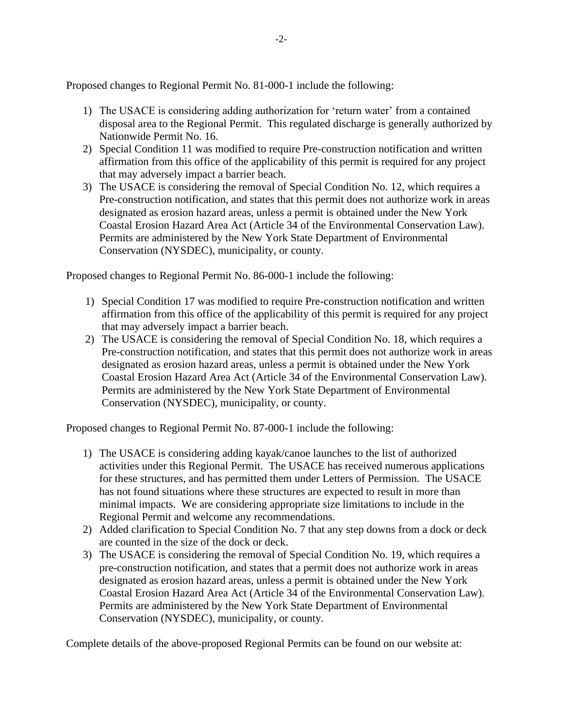Proposed changes to Regional Permit No. 81-000-1 include the following:

1) The USACE is considering adding authorization for 'return water' from a contained disposal area to the Regional Permit. This regulated discharge is generally authorized by Nationwide Permit No. 16.
2) Special Condition 11 was modified to require Pre-construction notification and written affirmation from this office of the applicability of this permit is required for any project that may adversely impact a barrier beach.
3) The USACE is considering the removal of Special Condition No. 12, which requires a Pre-construction notification, and states that this permit does not authorize work in areas designated as erosion hazard areas, unless a permit is obtained under the New York Coastal Erosion Hazard Area Act (Article 34 of the Environmental Conservation Law). Permits are administered by the New York State Department of Environmental Conservation (NYSDEC), municipality, or county.

Proposed changes to Regional Permit No. 86-000-1 include the following:

1) Special Condition 17 was modified to require Pre-construction notification and written affirmation from this office of the applicability of this permit is required for any project that may adversely impact a barrier beach.
2) The USACE is considering the removal of Special Condition No. 18, which requires a Pre-construction notification, and states that this permit does not authorize work in areas designated as erosion hazard areas, unless a permit is obtained under the New York Coastal Erosion Hazard Area Act (Article 34 of the Environmental Conservation Law). Permits are administered by the New York State Department of Environmental Conservation (NYSDEC), municipality, or county.

Proposed changes to Regional Permit No. 87-000-1 include the following:

1) The USACE is considering adding kayak/canoe launches to the list of authorized activities under this Regional Permit. The USACE has received numerous applications for these structures, and has permitted them under Letters of Permission. The USACE has not found situations where these structures are expected to result in more than minimal impacts. We are considering appropriate size limitations to include in the Regional Permit and welcome any recommendations.
2) Added clarification to Special Condition No. 7 that any step downs from a dock or deck are counted in the size of the dock or deck.
3) The USACE is considering the removal of Special Condition No. 19, which requires a pre-construction notification, and states that a permit does not authorize work in areas designated as erosion hazard areas, unless a permit is obtained under the New York Coastal Erosion Hazard Area Act (Article 34 of the Environmental Conservation Law). Permits are administered by the New York State Department of Environmental Conservation (NYSDEC), municipality, or county.

Complete details of the above-proposed Regional Permits can be found on our website at: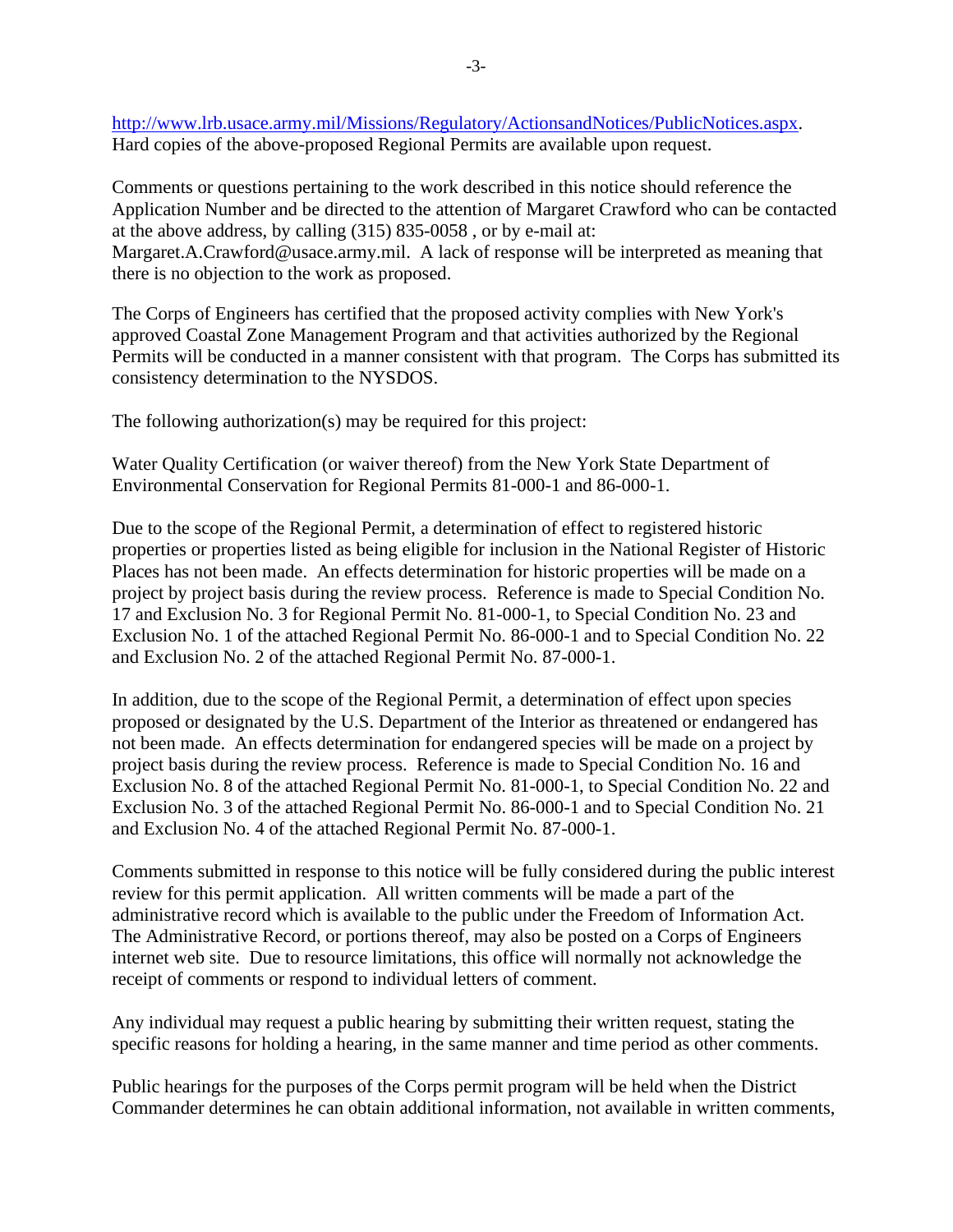http://www.lrb.usace.army.mil/Missions/Regulatory/ActionsandNotices/PublicNotices.aspx. Hard copies of the above-proposed Regional Permits are available upon request.

Comments or questions pertaining to the work described in this notice should reference the Application Number and be directed to the attention of Margaret Crawford who can be contacted at the above address, by calling (315) 835-0058 , or by e-mail at: Margaret.A.Crawford@usace.army.mil. A lack of response will be interpreted as meaning that there is no objection to the work as proposed.

The Corps of Engineers has certified that the proposed activity complies with New York's approved Coastal Zone Management Program and that activities authorized by the Regional Permits will be conducted in a manner consistent with that program. The Corps has submitted its consistency determination to the NYSDOS.

The following authorization(s) may be required for this project:

Water Quality Certification (or waiver thereof) from the New York State Department of Environmental Conservation for Regional Permits 81-000-1 and 86-000-1.

Due to the scope of the Regional Permit, a determination of effect to registered historic properties or properties listed as being eligible for inclusion in the National Register of Historic Places has not been made. An effects determination for historic properties will be made on a project by project basis during the review process. Reference is made to Special Condition No. 17 and Exclusion No. 3 for Regional Permit No. 81-000-1, to Special Condition No. 23 and Exclusion No. 1 of the attached Regional Permit No. 86-000-1 and to Special Condition No. 22 and Exclusion No. 2 of the attached Regional Permit No. 87-000-1.

In addition, due to the scope of the Regional Permit, a determination of effect upon species proposed or designated by the U.S. Department of the Interior as threatened or endangered has not been made. An effects determination for endangered species will be made on a project by project basis during the review process. Reference is made to Special Condition No. 16 and Exclusion No. 8 of the attached Regional Permit No. 81-000-1, to Special Condition No. 22 and Exclusion No. 3 of the attached Regional Permit No. 86-000-1 and to Special Condition No. 21 and Exclusion No. 4 of the attached Regional Permit No. 87-000-1.

Comments submitted in response to this notice will be fully considered during the public interest review for this permit application. All written comments will be made a part of the administrative record which is available to the public under the Freedom of Information Act. The Administrative Record, or portions thereof, may also be posted on a Corps of Engineers internet web site. Due to resource limitations, this office will normally not acknowledge the receipt of comments or respond to individual letters of comment.

Any individual may request a public hearing by submitting their written request, stating the specific reasons for holding a hearing, in the same manner and time period as other comments.

Public hearings for the purposes of the Corps permit program will be held when the District Commander determines he can obtain additional information, not available in written comments,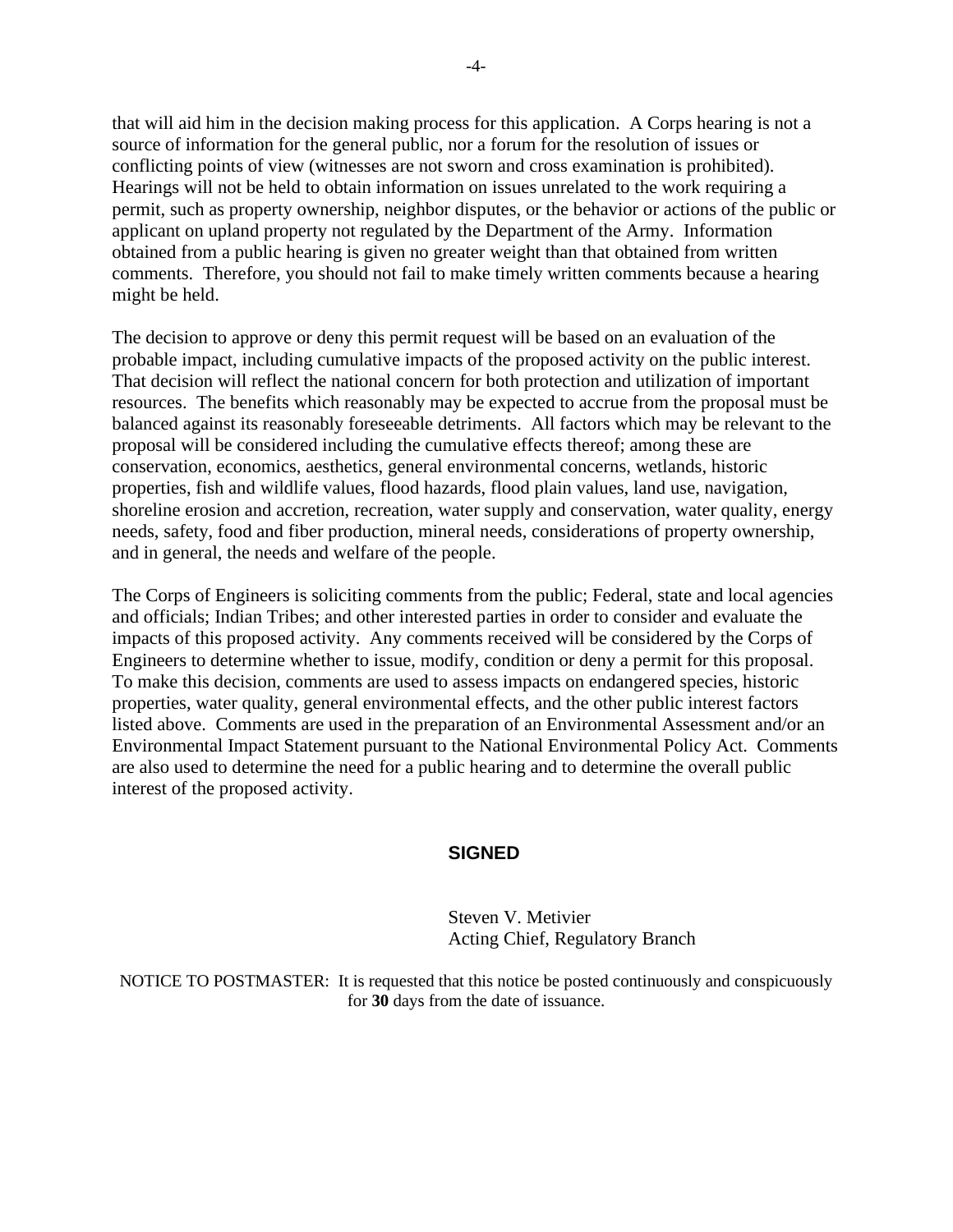that will aid him in the decision making process for this application. A Corps hearing is not a source of information for the general public, nor a forum for the resolution of issues or conflicting points of view (witnesses are not sworn and cross examination is prohibited). Hearings will not be held to obtain information on issues unrelated to the work requiring a permit, such as property ownership, neighbor disputes, or the behavior or actions of the public or applicant on upland property not regulated by the Department of the Army. Information obtained from a public hearing is given no greater weight than that obtained from written comments. Therefore, you should not fail to make timely written comments because a hearing might be held.

The decision to approve or deny this permit request will be based on an evaluation of the probable impact, including cumulative impacts of the proposed activity on the public interest. That decision will reflect the national concern for both protection and utilization of important resources. The benefits which reasonably may be expected to accrue from the proposal must be balanced against its reasonably foreseeable detriments. All factors which may be relevant to the proposal will be considered including the cumulative effects thereof; among these are conservation, economics, aesthetics, general environmental concerns, wetlands, historic properties, fish and wildlife values, flood hazards, flood plain values, land use, navigation, shoreline erosion and accretion, recreation, water supply and conservation, water quality, energy needs, safety, food and fiber production, mineral needs, considerations of property ownership, and in general, the needs and welfare of the people.

The Corps of Engineers is soliciting comments from the public; Federal, state and local agencies and officials; Indian Tribes; and other interested parties in order to consider and evaluate the impacts of this proposed activity. Any comments received will be considered by the Corps of Engineers to determine whether to issue, modify, condition or deny a permit for this proposal. To make this decision, comments are used to assess impacts on endangered species, historic properties, water quality, general environmental effects, and the other public interest factors listed above. Comments are used in the preparation of an Environmental Assessment and/or an Environmental Impact Statement pursuant to the National Environmental Policy Act. Comments are also used to determine the need for a public hearing and to determine the overall public interest of the proposed activity.

**SIGNED**

Steven V. Metivier
Acting Chief, Regulatory Branch

NOTICE TO POSTMASTER: It is requested that this notice be posted continuously and conspicuously for **30** days from the date of issuance.